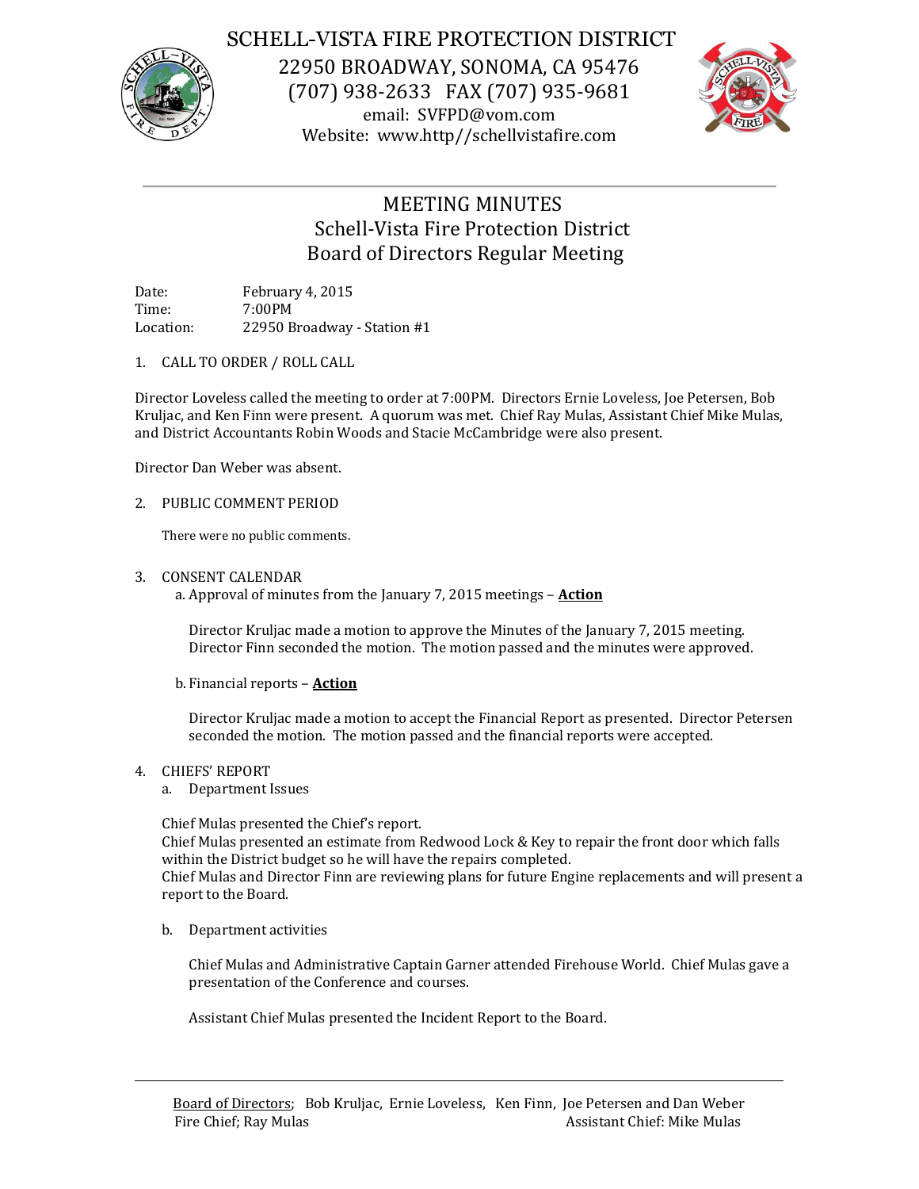# SCHELL-VISTA FIRE PROTECTION DISTRICT

22950 BROADWAY, SONOMA, CA 95476
(707) 938-2633 FAX (707) 935-9681
email: SVFPD@vom.com
Website: www.http//schellvistafire.com

---

## MEETING MINUTES
## Schell-Vista Fire Protection District
## Board of Directors Regular Meeting

Date: February 4, 2015
Time: 7:00PM
Location: 22950 Broadway - Station #1

1. CALL TO ORDER / ROLL CALL

Director Loveless called the meeting to order at 7:00PM. Directors Ernie Loveless, Joe Petersen, Bob Kruljac, and Ken Finn were present. A quorum was met. Chief Ray Mulas, Assistant Chief Mike Mulas, and District Accountants Robin Woods and Stacie McCambridge were also present.

Director Dan Weber was absent.

2. PUBLIC COMMENT PERIOD

There were no public comments.

3. CONSENT CALENDAR
   a. Approval of minutes from the January 7, 2015 meetings – **Action**

   Director Kruljac made a motion to approve the Minutes of the January 7, 2015 meeting. Director Finn seconded the motion. The motion passed and the minutes were approved.

   b. Financial reports – **Action**

   Director Kruljac made a motion to accept the Financial Report as presented. Director Petersen seconded the motion. The motion passed and the financial reports were accepted.

4. CHIEFS' REPORT
   a. Department Issues

Chief Mulas presented the Chief's report.
Chief Mulas presented an estimate from Redwood Lock & Key to repair the front door which falls within the District budget so he will have the repairs completed.
Chief Mulas and Director Finn are reviewing plans for future Engine replacements and will present a report to the Board.

   b. Department activities

   Chief Mulas and Administrative Captain Garner attended Firehouse World. Chief Mulas gave a presentation of the Conference and courses.

   Assistant Chief Mulas presented the Incident Report to the Board.

---

Board of Directors; Bob Kruljac, Ernie Loveless, Ken Finn, Joe Petersen and Dan Weber
Fire Chief; Ray Mulas Assistant Chief: Mike Mulas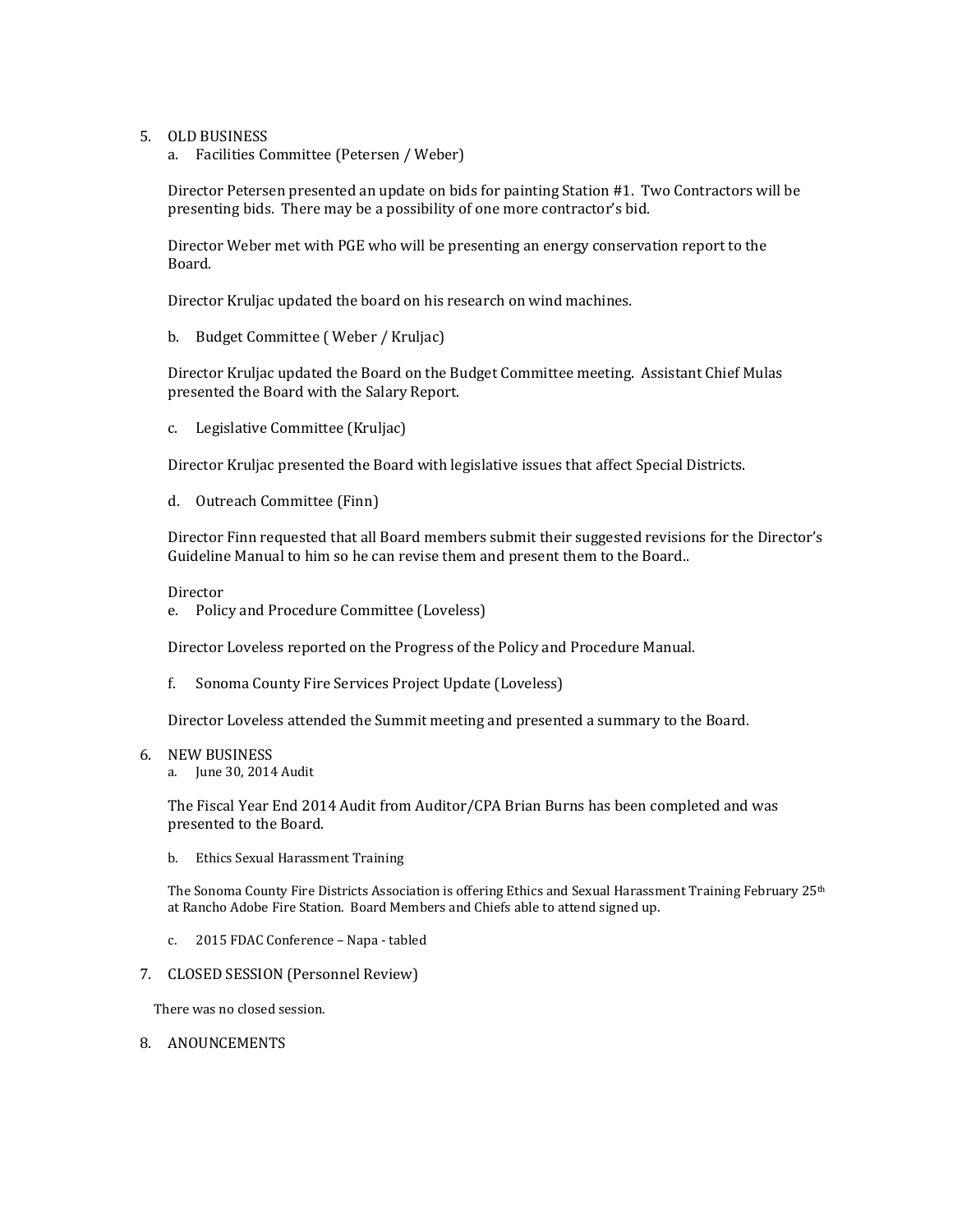5. OLD BUSINESS
   a. Facilities Committee (Petersen / Weber)

   Director Petersen presented an update on bids for painting Station #1. Two Contractors will be presenting bids. There may be a possibility of one more contractor's bid.

   Director Weber met with PGE who will be presenting an energy conservation report to the Board.

   Director Kruljac updated the board on his research on wind machines.

   b. Budget Committee ( Weber / Kruljac)

   Director Kruljac updated the Board on the Budget Committee meeting. Assistant Chief Mulas presented the Board with the Salary Report.

   c. Legislative Committee (Kruljac)

   Director Kruljac presented the Board with legislative issues that affect Special Districts.

   d. Outreach Committee (Finn)

   Director Finn requested that all Board members submit their suggested revisions for the Director's Guideline Manual to him so he can revise them and present them to the Board..

   Director

   e. Policy and Procedure Committee (Loveless)

   Director Loveless reported on the Progress of the Policy and Procedure Manual.

   f. Sonoma County Fire Services Project Update (Loveless)

   Director Loveless attended the Summit meeting and presented a summary to the Board.

6. NEW BUSINESS
   a. June 30, 2014 Audit

   The Fiscal Year End 2014 Audit from Auditor/CPA Brian Burns has been completed and was presented to the Board.

   b. Ethics Sexual Harassment Training

   The Sonoma County Fire Districts Association is offering Ethics and Sexual Harassment Training February 25th at Rancho Adobe Fire Station. Board Members and Chiefs able to attend signed up.

   c. 2015 FDAC Conference – Napa - tabled

7. CLOSED SESSION (Personnel Review)

   There was no closed session.

8. ANOUNCEMENTS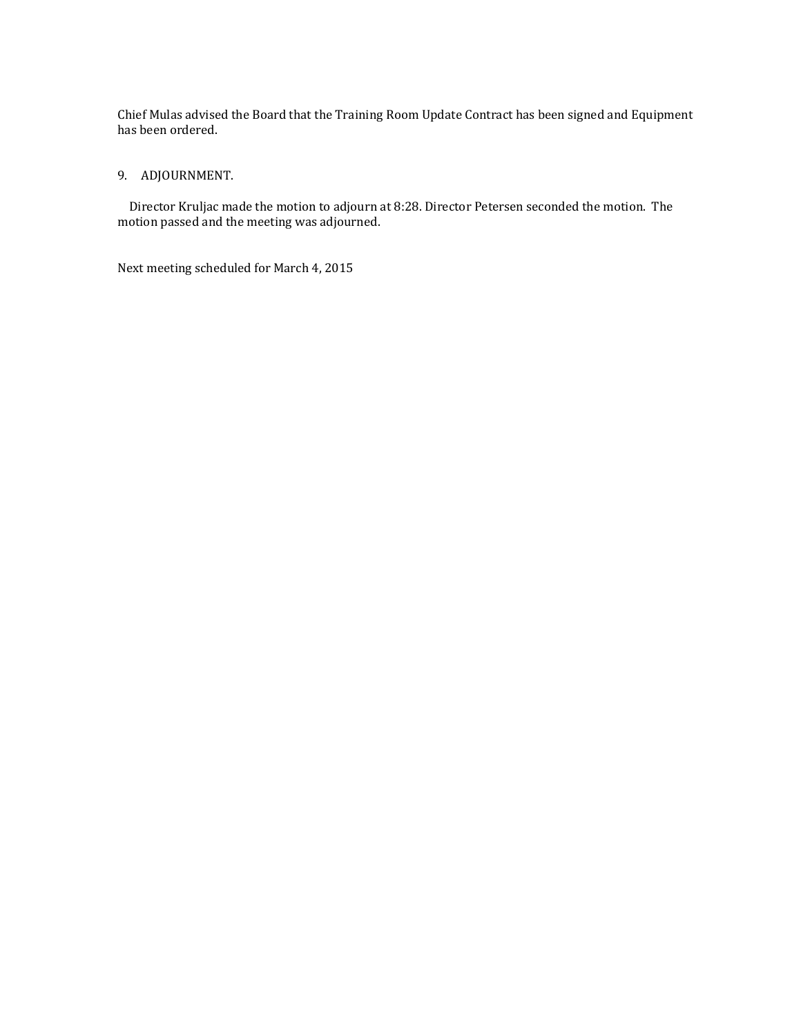Chief Mulas advised the Board that the Training Room Update Contract has been signed and Equipment has been ordered.

9. ADJOURNMENT.

Director Kruljac made the motion to adjourn at 8:28. Director Petersen seconded the motion. The motion passed and the meeting was adjourned.

Next meeting scheduled for March 4, 2015